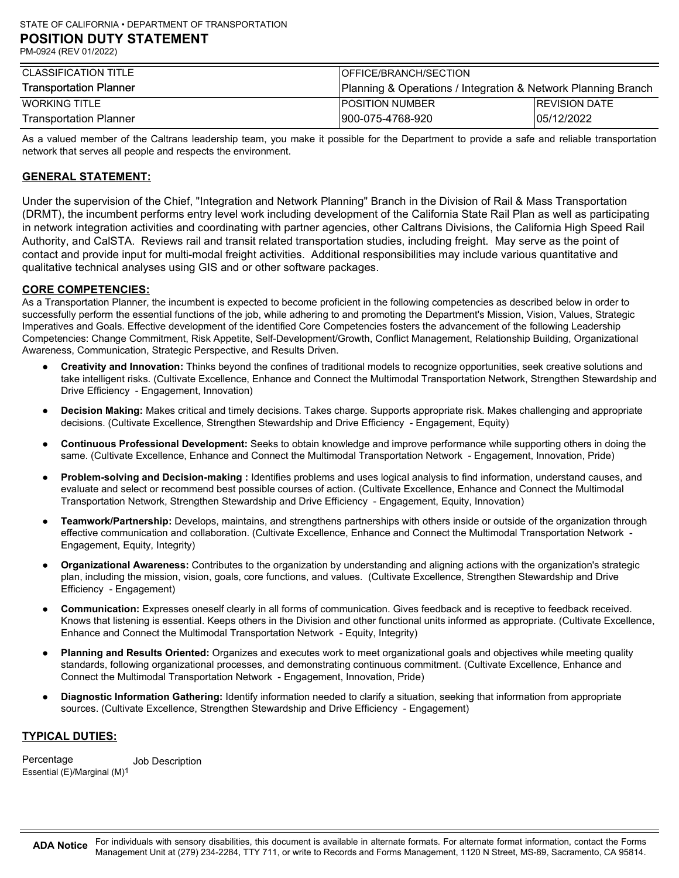STATE OF CALIFORNIA • DEPARTMENT OF TRANSPORTATION

# POSITION DUTY STATEMENT

PM-0924 (REV 01/2022)

| CLASSIFICATION TITLE | OFFICE/BRANCH/SECTION | |
| --- | --- | --- |
| Transportation Planner | Planning & Operations / Integration & Network Planning Branch | |
| WORKING TITLE | POSITION NUMBER | REVISION DATE |
| Transportation Planner | 900-075-4768-920 | 05/12/2022 |

As a valued member of the Caltrans leadership team, you make it possible for the Department to provide a safe and reliable transportation network that serves all people and respects the environment.

## GENERAL STATEMENT:

Under the supervision of the Chief, "Integration and Network Planning" Branch in the Division of Rail & Mass Transportation (DRMT), the incumbent performs entry level work including development of the California State Rail Plan as well as participating in network integration activities and coordinating with partner agencies, other Caltrans Divisions, the California High Speed Rail Authority, and CalSTA. Reviews rail and transit related transportation studies, including freight. May serve as the point of contact and provide input for multi-modal freight activities. Additional responsibilities may include various quantitative and qualitative technical analyses using GIS and or other software packages.

## CORE COMPETENCIES:

As a Transportation Planner, the incumbent is expected to become proficient in the following competencies as described below in order to successfully perform the essential functions of the job, while adhering to and promoting the Department's Mission, Vision, Values, Strategic Imperatives and Goals. Effective development of the identified Core Competencies fosters the advancement of the following Leadership Competencies: Change Commitment, Risk Appetite, Self-Development/Growth, Conflict Management, Relationship Building, Organizational Awareness, Communication, Strategic Perspective, and Results Driven.

- **Creativity and Innovation:** Thinks beyond the confines of traditional models to recognize opportunities, seek creative solutions and take intelligent risks. (Cultivate Excellence, Enhance and Connect the Multimodal Transportation Network, Strengthen Stewardship and Drive Efficiency - Engagement, Innovation)
- **Decision Making:** Makes critical and timely decisions. Takes charge. Supports appropriate risk. Makes challenging and appropriate decisions. (Cultivate Excellence, Strengthen Stewardship and Drive Efficiency - Engagement, Equity)
- **Continuous Professional Development:** Seeks to obtain knowledge and improve performance while supporting others in doing the same. (Cultivate Excellence, Enhance and Connect the Multimodal Transportation Network - Engagement, Innovation, Pride)
- **Problem-solving and Decision-making :** Identifies problems and uses logical analysis to find information, understand causes, and evaluate and select or recommend best possible courses of action. (Cultivate Excellence, Enhance and Connect the Multimodal Transportation Network, Strengthen Stewardship and Drive Efficiency - Engagement, Equity, Innovation)
- **Teamwork/Partnership:** Develops, maintains, and strengthens partnerships with others inside or outside of the organization through effective communication and collaboration. (Cultivate Excellence, Enhance and Connect the Multimodal Transportation Network - Engagement, Equity, Integrity)
- **Organizational Awareness:** Contributes to the organization by understanding and aligning actions with the organization's strategic plan, including the mission, vision, goals, core functions, and values. (Cultivate Excellence, Strengthen Stewardship and Drive Efficiency - Engagement)
- **Communication:** Expresses oneself clearly in all forms of communication. Gives feedback and is receptive to feedback received. Knows that listening is essential. Keeps others in the Division and other functional units informed as appropriate. (Cultivate Excellence, Enhance and Connect the Multimodal Transportation Network - Equity, Integrity)
- **Planning and Results Oriented:** Organizes and executes work to meet organizational goals and objectives while meeting quality standards, following organizational processes, and demonstrating continuous commitment. (Cultivate Excellence, Enhance and Connect the Multimodal Transportation Network - Engagement, Innovation, Pride)
- **Diagnostic Information Gathering:** Identify information needed to clarify a situation, seeking that information from appropriate sources. (Cultivate Excellence, Strengthen Stewardship and Drive Efficiency - Engagement)

## TYPICAL DUTIES:

| Percentage Essential (E)/Marginal (M)[1] | Job Description |
| --- | --- |

**ADA Notice** For individuals with sensory disabilities, this document is available in alternate formats. For alternate format information, contact the Forms Management Unit at (279) 234-2284, TTY 711, or write to Records and Forms Management, 1120 N Street, MS-89, Sacramento, CA 95814.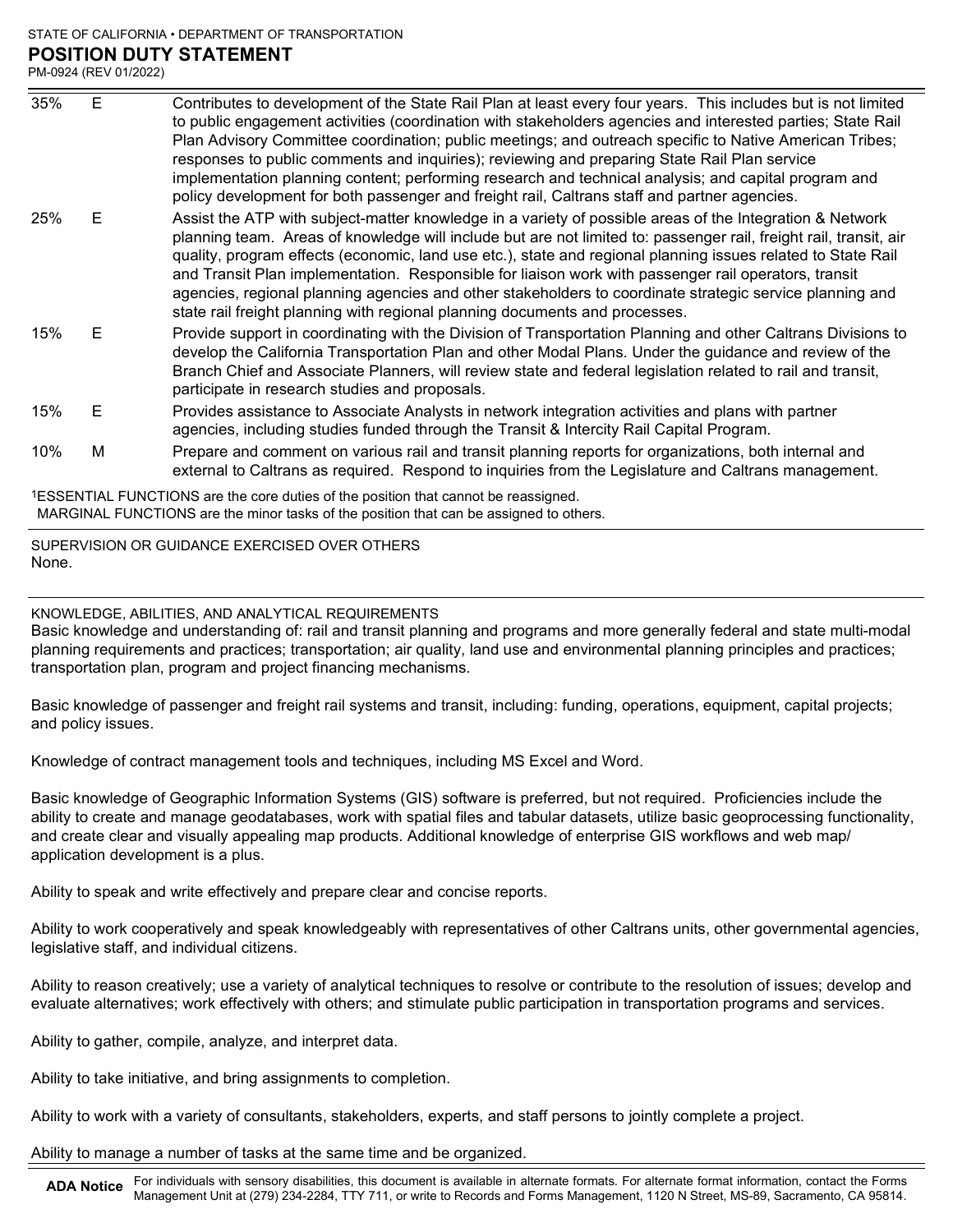| | | |
|---|---|---|
| 35% | E | Contributes to development of the State Rail Plan at least every four years. This includes but is not limited to public engagement activities (coordination with stakeholders agencies and interested parties; State Rail Plan Advisory Committee coordination; public meetings; and outreach specific to Native American Tribes; responses to public comments and inquiries); reviewing and preparing State Rail Plan service implementation planning content; performing research and technical analysis; and capital program and policy development for both passenger and freight rail, Caltrans staff and partner agencies. |
| 25% | E | Assist the ATP with subject-matter knowledge in a variety of possible areas of the Integration & Network planning team. Areas of knowledge will include but are not limited to: passenger rail, freight rail, transit, air quality, program effects (economic, land use etc.), state and regional planning issues related to State Rail and Transit Plan implementation. Responsible for liaison work with passenger rail operators, transit agencies, regional planning agencies and other stakeholders to coordinate strategic service planning and state rail freight planning with regional planning documents and processes. |
| 15% | E | Provide support in coordinating with the Division of Transportation Planning and other Caltrans Divisions to develop the California Transportation Plan and other Modal Plans. Under the guidance and review of the Branch Chief and Associate Planners, will review state and federal legislation related to rail and transit, participate in research studies and proposals. |
| 15% | E | Provides assistance to Associate Analysts in network integration activities and plans with partner agencies, including studies funded through the Transit & Intercity Rail Capital Program. |
| 10% | M | Prepare and comment on various rail and transit planning reports for organizations, both internal and external to Caltrans as required. Respond to inquiries from the Legislature and Caltrans management. |

[1]ESSENTIAL FUNCTIONS are the core duties of the position that cannot be reassigned.
MARGINAL FUNCTIONS are the minor tasks of the position that can be assigned to others.

SUPERVISION OR GUIDANCE EXERCISED OVER OTHERS

None.

KNOWLEDGE, ABILITIES, AND ANALYTICAL REQUIREMENTS

Basic knowledge and understanding of: rail and transit planning and programs and more generally federal and state multi-modal planning requirements and practices; transportation; air quality, land use and environmental planning principles and practices; transportation plan, program and project financing mechanisms.

Basic knowledge of passenger and freight rail systems and transit, including: funding, operations, equipment, capital projects; and policy issues.

Knowledge of contract management tools and techniques, including MS Excel and Word.

Basic knowledge of Geographic Information Systems (GIS) software is preferred, but not required. Proficiencies include the ability to create and manage geodatabases, work with spatial files and tabular datasets, utilize basic geoprocessing functionality, and create clear and visually appealing map products. Additional knowledge of enterprise GIS workflows and web map/ application development is a plus.

Ability to speak and write effectively and prepare clear and concise reports.

Ability to work cooperatively and speak knowledgeably with representatives of other Caltrans units, other governmental agencies, legislative staff, and individual citizens.

Ability to reason creatively; use a variety of analytical techniques to resolve or contribute to the resolution of issues; develop and evaluate alternatives; work effectively with others; and stimulate public participation in transportation programs and services.

Ability to gather, compile, analyze, and interpret data.

Ability to take initiative, and bring assignments to completion.

Ability to work with a variety of consultants, stakeholders, experts, and staff persons to jointly complete a project.

Ability to manage a number of tasks at the same time and be organized.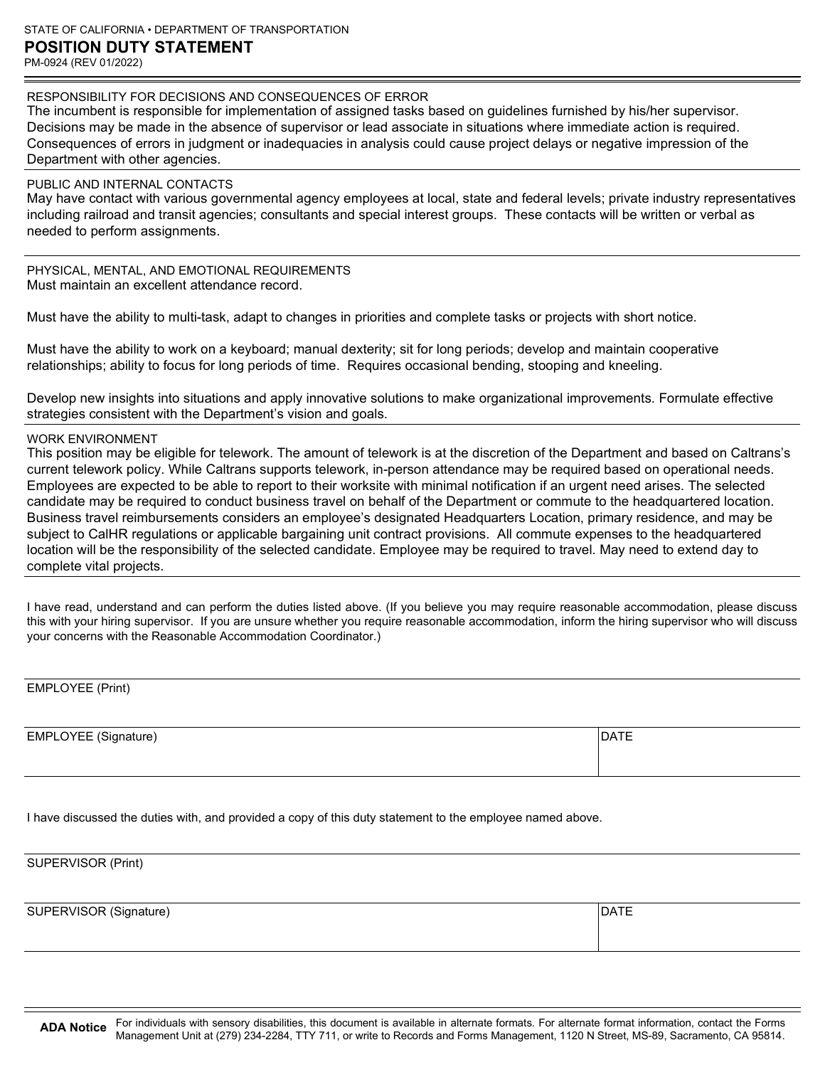STATE OF CALIFORNIA • DEPARTMENT OF TRANSPORTATION

# POSITION DUTY STATEMENT

PM-0924 (REV 01/2022)

RESPONSIBILITY FOR DECISIONS AND CONSEQUENCES OF ERROR

The incumbent is responsible for implementation of assigned tasks based on guidelines furnished by his/her supervisor. Decisions may be made in the absence of supervisor or lead associate in situations where immediate action is required. Consequences of errors in judgment or inadequacies in analysis could cause project delays or negative impression of the Department with other agencies.

PUBLIC AND INTERNAL CONTACTS

May have contact with various governmental agency employees at local, state and federal levels; private industry representatives including railroad and transit agencies; consultants and special interest groups. These contacts will be written or verbal as needed to perform assignments.

PHYSICAL, MENTAL, AND EMOTIONAL REQUIREMENTS

Must maintain an excellent attendance record.

Must have the ability to multi-task, adapt to changes in priorities and complete tasks or projects with short notice.

Must have the ability to work on a keyboard; manual dexterity; sit for long periods; develop and maintain cooperative relationships; ability to focus for long periods of time. Requires occasional bending, stooping and kneeling.

Develop new insights into situations and apply innovative solutions to make organizational improvements. Formulate effective strategies consistent with the Department's vision and goals.

WORK ENVIRONMENT

This position may be eligible for telework. The amount of telework is at the discretion of the Department and based on Caltrans's current telework policy. While Caltrans supports telework, in-person attendance may be required based on operational needs. Employees are expected to be able to report to their worksite with minimal notification if an urgent need arises. The selected candidate may be required to conduct business travel on behalf of the Department or commute to the headquartered location. Business travel reimbursements considers an employee's designated Headquarters Location, primary residence, and may be subject to CalHR regulations or applicable bargaining unit contract provisions. All commute expenses to the headquartered location will be the responsibility of the selected candidate. Employee may be required to travel. May need to extend day to complete vital projects.

I have read, understand and can perform the duties listed above. (If you believe you may require reasonable accommodation, please discuss this with your hiring supervisor. If you are unsure whether you require reasonable accommodation, inform the hiring supervisor who will discuss your concerns with the Reasonable Accommodation Coordinator.)

EMPLOYEE (Print)

| EMPLOYEE (Signature) | DATE |
| --- | --- |
| | |

I have discussed the duties with, and provided a copy of this duty statement to the employee named above.

SUPERVISOR (Print)

| SUPERVISOR (Signature) | DATE |
| --- | --- |
| | |

**ADA Notice** For individuals with sensory disabilities, this document is available in alternate formats. For alternate format information, contact the Forms Management Unit at (279) 234-2284, TTY 711, or write to Records and Forms Management, 1120 N Street, MS-89, Sacramento, CA 95814.